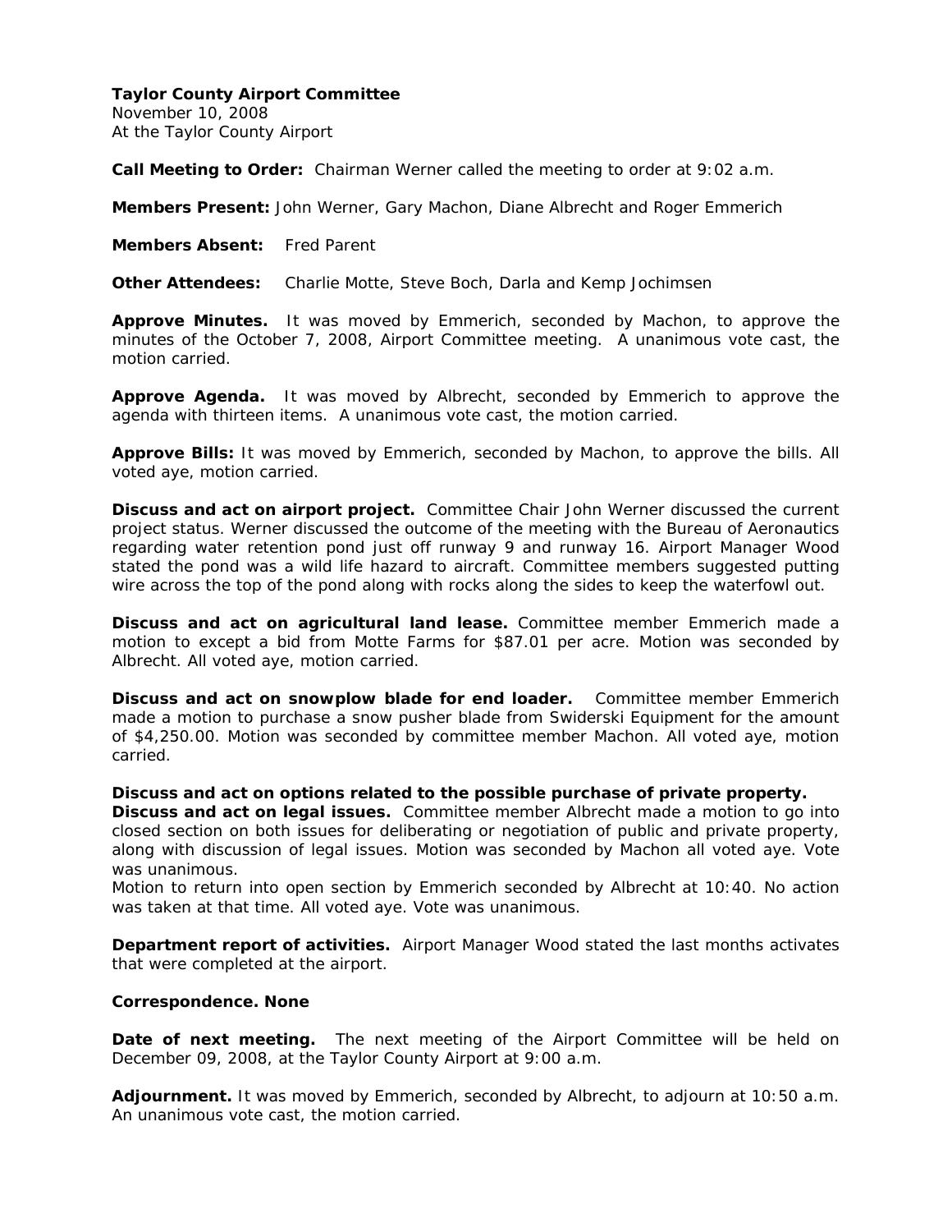**Taylor County Airport Committee**
November 10, 2008
At the Taylor County Airport

**Call Meeting to Order:** Chairman Werner called the meeting to order at 9:02 a.m.

**Members Present:** John Werner, Gary Machon, Diane Albrecht and Roger Emmerich

**Members Absent:** Fred Parent

**Other Attendees:** Charlie Motte, Steve Boch, Darla and Kemp Jochimsen

**Approve Minutes.** It was moved by Emmerich, seconded by Machon, to approve the minutes of the October 7, 2008, Airport Committee meeting. A unanimous vote cast, the motion carried.

**Approve Agenda.** It was moved by Albrecht, seconded by Emmerich to approve the agenda with thirteen items. A unanimous vote cast, the motion carried.

**Approve Bills:** It was moved by Emmerich, seconded by Machon, to approve the bills. All voted aye, motion carried.

**Discuss and act on airport project.** Committee Chair John Werner discussed the current project status. Werner discussed the outcome of the meeting with the Bureau of Aeronautics regarding water retention pond just off runway 9 and runway 16. Airport Manager Wood stated the pond was a wild life hazard to aircraft. Committee members suggested putting wire across the top of the pond along with rocks along the sides to keep the waterfowl out.

**Discuss and act on agricultural land lease.** Committee member Emmerich made a motion to except a bid from Motte Farms for $87.01 per acre. Motion was seconded by Albrecht. All voted aye, motion carried.

**Discuss and act on snowplow blade for end loader.** Committee member Emmerich made a motion to purchase a snow pusher blade from Swiderski Equipment for the amount of $4,250.00. Motion was seconded by committee member Machon. All voted aye, motion carried.

**Discuss and act on options related to the possible purchase of private property.**
**Discuss and act on legal issues.** Committee member Albrecht made a motion to go into closed section on both issues for deliberating or negotiation of public and private property, along with discussion of legal issues. Motion was seconded by Machon all voted aye. Vote was unanimous.
Motion to return into open section by Emmerich seconded by Albrecht at 10:40. No action was taken at that time. All voted aye. Vote was unanimous.

**Department report of activities.** Airport Manager Wood stated the last months activates that were completed at the airport.

**Correspondence. None**

**Date of next meeting.** The next meeting of the Airport Committee will be held on December 09, 2008, at the Taylor County Airport at 9:00 a.m.

**Adjournment.** It was moved by Emmerich, seconded by Albrecht, to adjourn at 10:50 a.m. An unanimous vote cast, the motion carried.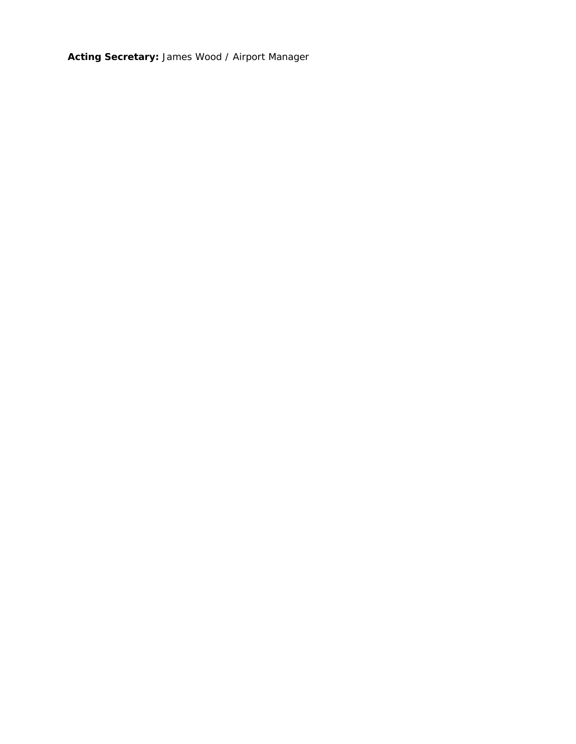**Acting Secretary:** James Wood / Airport Manager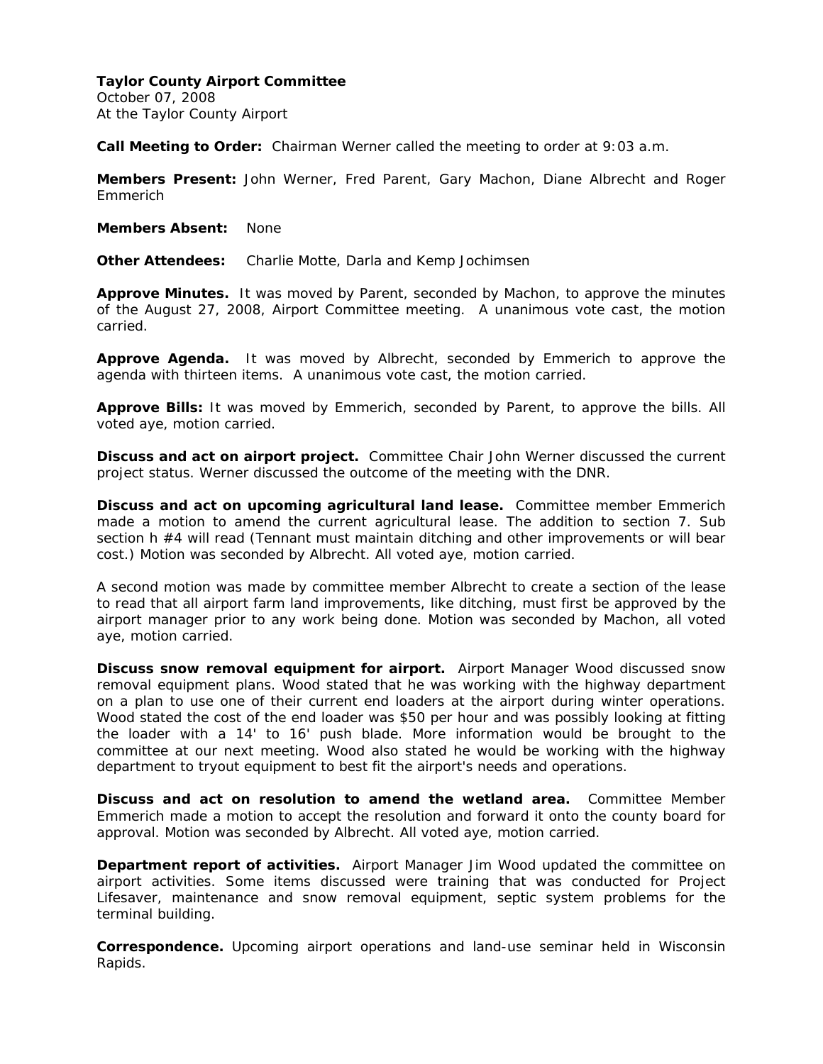**Taylor County Airport Committee**
October 07, 2008
At the Taylor County Airport

**Call Meeting to Order:** Chairman Werner called the meeting to order at 9:03 a.m.

**Members Present:** John Werner, Fred Parent, Gary Machon, Diane Albrecht and Roger Emmerich

**Members Absent:** None

**Other Attendees:** Charlie Motte, Darla and Kemp Jochimsen

**Approve Minutes.** It was moved by Parent, seconded by Machon, to approve the minutes of the August 27, 2008, Airport Committee meeting. A unanimous vote cast, the motion carried.

**Approve Agenda.** It was moved by Albrecht, seconded by Emmerich to approve the agenda with thirteen items. A unanimous vote cast, the motion carried.

**Approve Bills:** It was moved by Emmerich, seconded by Parent, to approve the bills. All voted aye, motion carried.

**Discuss and act on airport project.** Committee Chair John Werner discussed the current project status. Werner discussed the outcome of the meeting with the DNR.

**Discuss and act on upcoming agricultural land lease.** Committee member Emmerich made a motion to amend the current agricultural lease. The addition to section 7. Sub section h #4 will read (Tennant must maintain ditching and other improvements or will bear cost.) Motion was seconded by Albrecht. All voted aye, motion carried.

A second motion was made by committee member Albrecht to create a section of the lease to read that all airport farm land improvements, like ditching, must first be approved by the airport manager prior to any work being done. Motion was seconded by Machon, all voted aye, motion carried.

**Discuss snow removal equipment for airport.** Airport Manager Wood discussed snow removal equipment plans. Wood stated that he was working with the highway department on a plan to use one of their current end loaders at the airport during winter operations. Wood stated the cost of the end loader was $50 per hour and was possibly looking at fitting the loader with a 14' to 16' push blade. More information would be brought to the committee at our next meeting. Wood also stated he would be working with the highway department to tryout equipment to best fit the airport's needs and operations.

**Discuss and act on resolution to amend the wetland area.** Committee Member Emmerich made a motion to accept the resolution and forward it onto the county board for approval. Motion was seconded by Albrecht. All voted aye, motion carried.

**Department report of activities.** Airport Manager Jim Wood updated the committee on airport activities. Some items discussed were training that was conducted for Project Lifesaver, maintenance and snow removal equipment, septic system problems for the terminal building.

**Correspondence.** Upcoming airport operations and land-use seminar held in Wisconsin Rapids.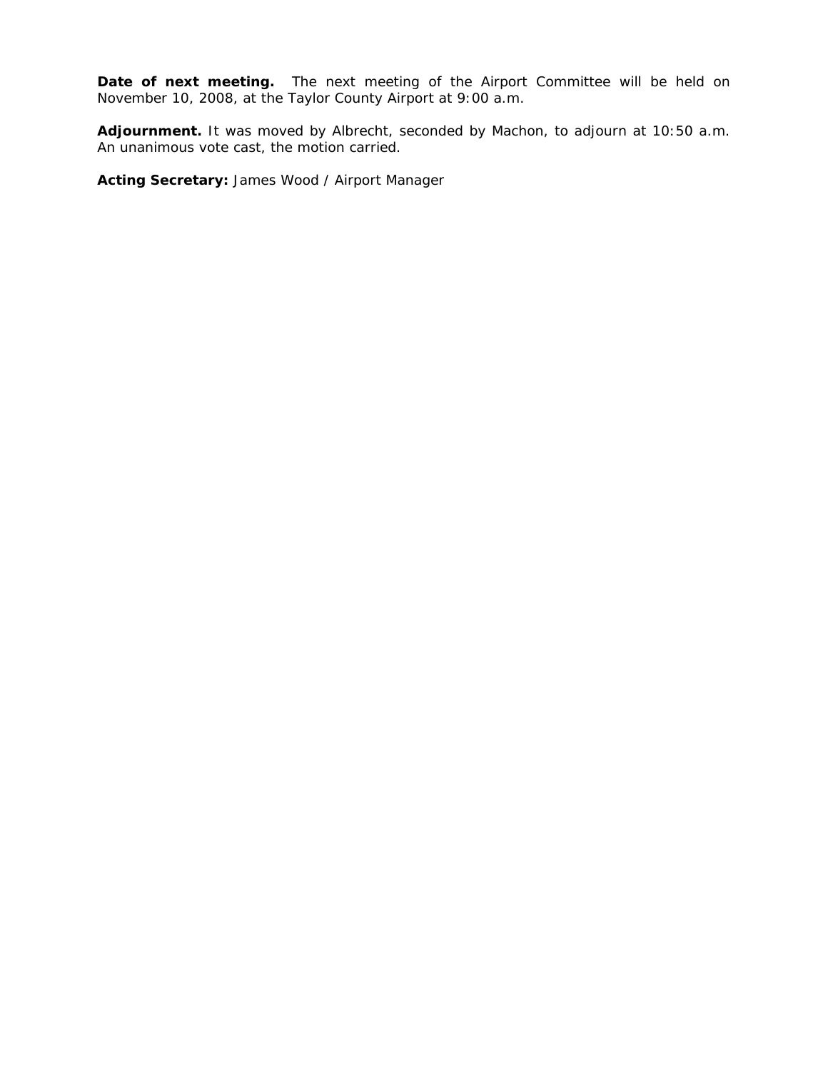**Date of next meeting.** The next meeting of the Airport Committee will be held on November 10, 2008, at the Taylor County Airport at 9:00 a.m.

**Adjournment.** It was moved by Albrecht, seconded by Machon, to adjourn at 10:50 a.m. An unanimous vote cast, the motion carried.

**Acting Secretary:** James Wood / Airport Manager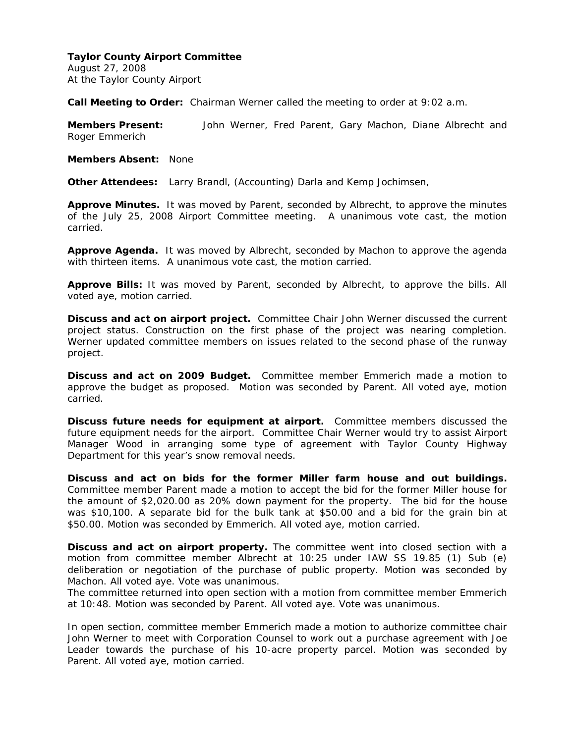**Taylor County Airport Committee**
August 27, 2008
At the Taylor County Airport

**Call Meeting to Order:** Chairman Werner called the meeting to order at 9:02 a.m.

**Members Present:** John Werner, Fred Parent, Gary Machon, Diane Albrecht and Roger Emmerich

**Members Absent:** None

**Other Attendees:** Larry Brandl, (Accounting) Darla and Kemp Jochimsen,

**Approve Minutes.** It was moved by Parent, seconded by Albrecht, to approve the minutes of the July 25, 2008 Airport Committee meeting. A unanimous vote cast, the motion carried.

**Approve Agenda.** It was moved by Albrecht, seconded by Machon to approve the agenda with thirteen items. A unanimous vote cast, the motion carried.

**Approve Bills:** It was moved by Parent, seconded by Albrecht, to approve the bills. All voted aye, motion carried.

**Discuss and act on airport project.** Committee Chair John Werner discussed the current project status. Construction on the first phase of the project was nearing completion. Werner updated committee members on issues related to the second phase of the runway project.

**Discuss and act on 2009 Budget.** Committee member Emmerich made a motion to approve the budget as proposed. Motion was seconded by Parent. All voted aye, motion carried.

**Discuss future needs for equipment at airport.** Committee members discussed the future equipment needs for the airport. Committee Chair Werner would try to assist Airport Manager Wood in arranging some type of agreement with Taylor County Highway Department for this year's snow removal needs.

**Discuss and act on bids for the former Miller farm house and out buildings.** Committee member Parent made a motion to accept the bid for the former Miller house for the amount of $2,020.00 as 20% down payment for the property. The bid for the house was $10,100. A separate bid for the bulk tank at $50.00 and a bid for the grain bin at $50.00. Motion was seconded by Emmerich. All voted aye, motion carried.

**Discuss and act on airport property.** The committee went into closed section with a motion from committee member Albrecht at 10:25 under IAW SS 19.85 (1) Sub (e) deliberation or negotiation of the purchase of public property. Motion was seconded by Machon. All voted aye. Vote was unanimous.
The committee returned into open section with a motion from committee member Emmerich at 10:48. Motion was seconded by Parent. All voted aye. Vote was unanimous.

In open section, committee member Emmerich made a motion to authorize committee chair John Werner to meet with Corporation Counsel to work out a purchase agreement with Joe Leader towards the purchase of his 10-acre property parcel. Motion was seconded by Parent. All voted aye, motion carried.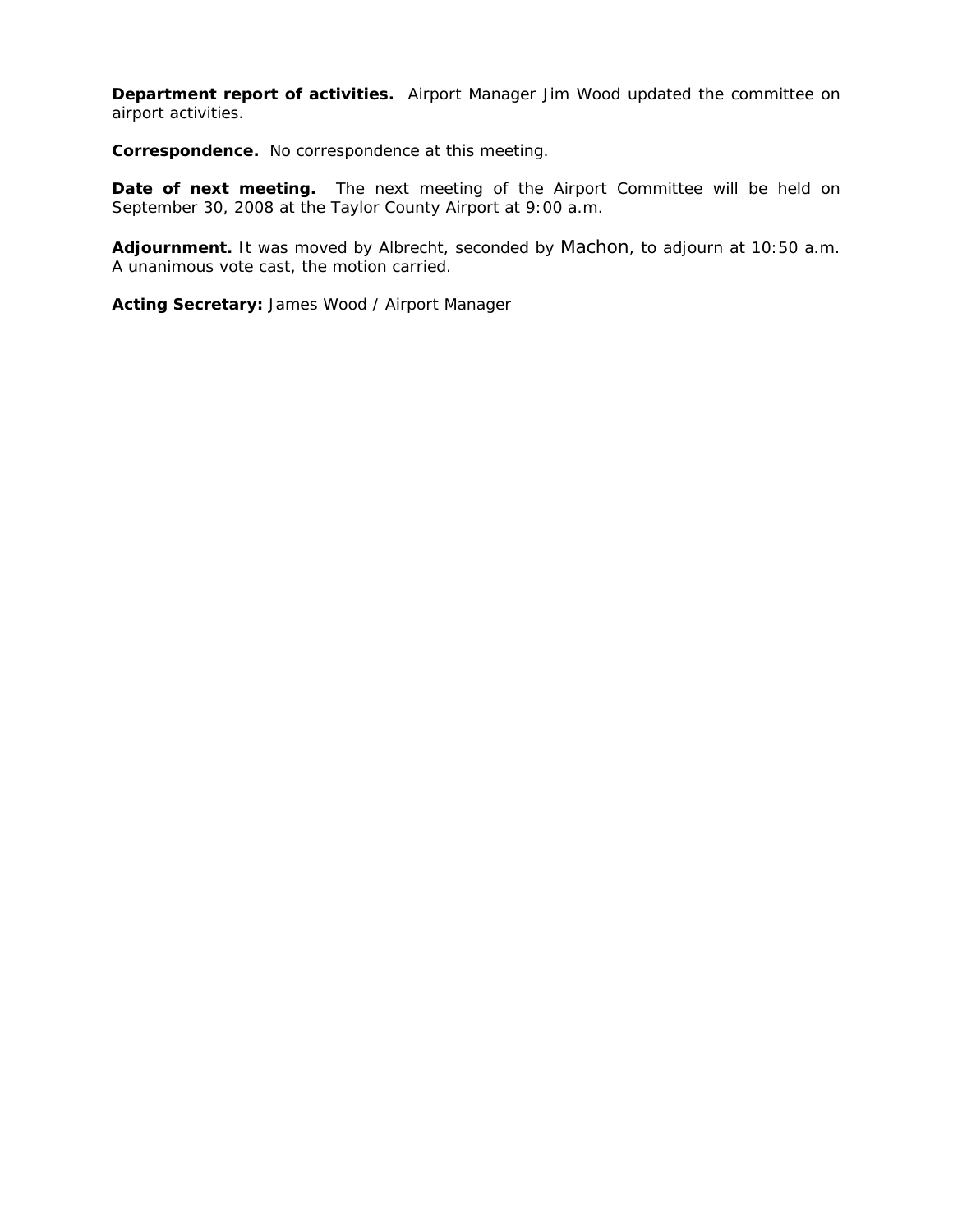**Department report of activities.** Airport Manager Jim Wood updated the committee on airport activities.

**Correspondence.** No correspondence at this meeting.

**Date of next meeting.** The next meeting of the Airport Committee will be held on September 30, 2008 at the Taylor County Airport at 9:00 a.m.

**Adjournment.** It was moved by Albrecht, seconded by Machon, to adjourn at 10:50 a.m. A unanimous vote cast, the motion carried.

**Acting Secretary:** James Wood / Airport Manager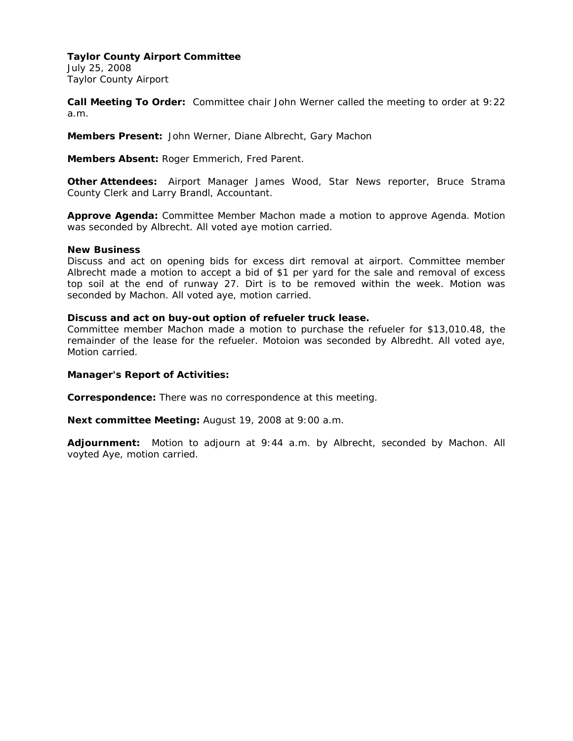**Taylor County Airport Committee**
July 25, 2008
Taylor County Airport

**Call Meeting To Order:** Committee chair John Werner called the meeting to order at 9:22 a.m.

**Members Present:** John Werner, Diane Albrecht, Gary Machon

**Members Absent:** Roger Emmerich, Fred Parent.

**Other Attendees:** Airport Manager James Wood, Star News reporter, Bruce Strama County Clerk and Larry Brandl, Accountant.

**Approve Agenda:** Committee Member Machon made a motion to approve Agenda. Motion was seconded by Albrecht. All voted aye motion carried.

**New Business**
Discuss and act on opening bids for excess dirt removal at airport. Committee member Albrecht made a motion to accept a bid of $1 per yard for the sale and removal of excess top soil at the end of runway 27. Dirt is to be removed within the week. Motion was seconded by Machon. All voted aye, motion carried.

**Discuss and act on buy-out option of refueler truck lease.**
Committee member Machon made a motion to purchase the refueler for $13,010.48, the remainder of the lease for the refueler. Motoion was seconded by Albredht. All voted aye, Motion carried.

**Manager's Report of Activities:**

**Correspondence:** There was no correspondence at this meeting.

**Next committee Meeting:** August 19, 2008 at 9:00 a.m.

**Adjournment:** Motion to adjourn at 9:44 a.m. by Albrecht, seconded by Machon. All voyted Aye, motion carried.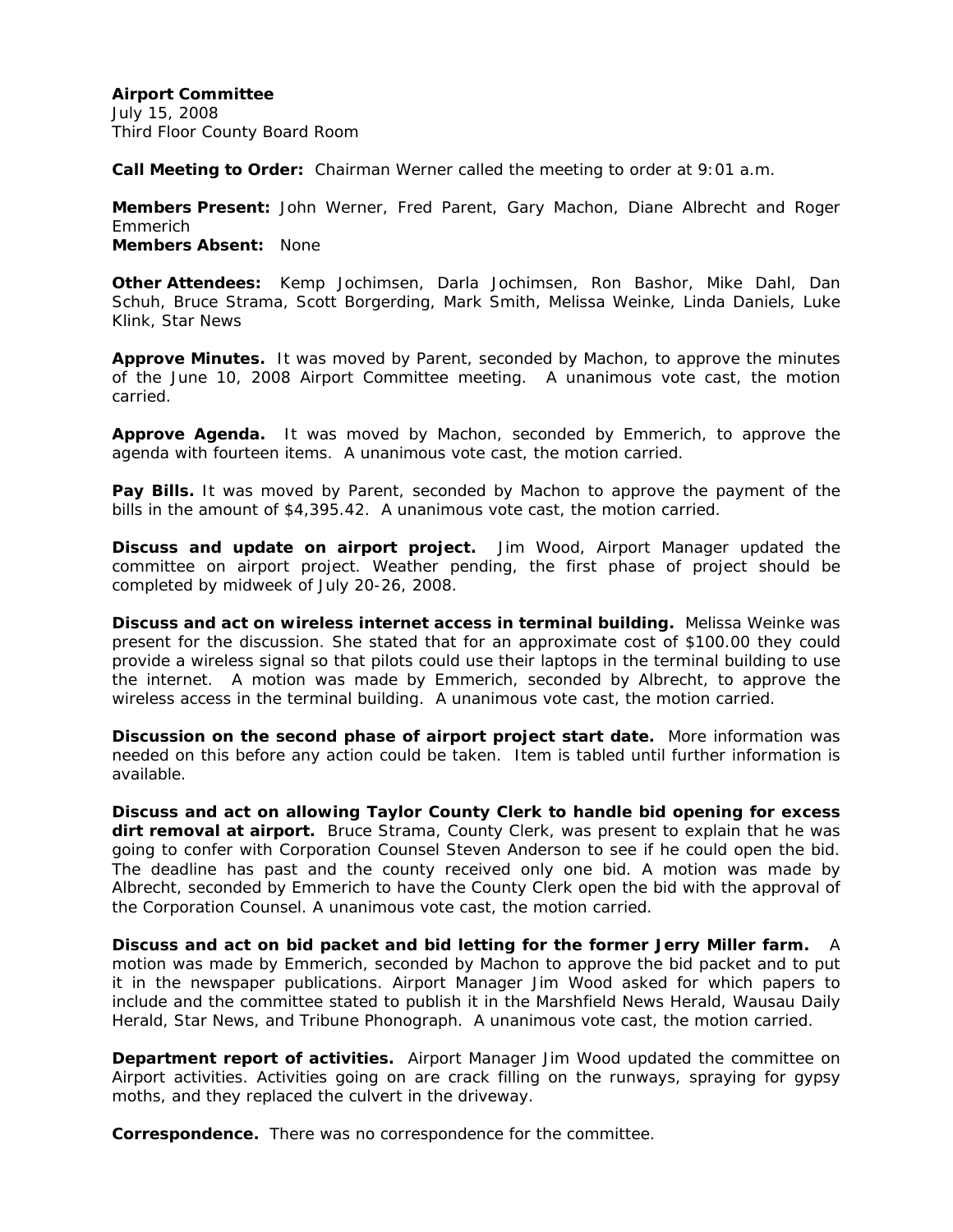**Airport Committee**
July 15, 2008
Third Floor County Board Room

**Call Meeting to Order:** Chairman Werner called the meeting to order at 9:01 a.m.

**Members Present:** John Werner, Fred Parent, Gary Machon, Diane Albrecht and Roger Emmerich
**Members Absent:** None

**Other Attendees:** Kemp Jochimsen, Darla Jochimsen, Ron Bashor, Mike Dahl, Dan Schuh, Bruce Strama, Scott Borgerding, Mark Smith, Melissa Weinke, Linda Daniels, Luke Klink, Star News

**Approve Minutes.** It was moved by Parent, seconded by Machon, to approve the minutes of the June 10, 2008 Airport Committee meeting. A unanimous vote cast, the motion carried.

**Approve Agenda.** It was moved by Machon, seconded by Emmerich, to approve the agenda with fourteen items. A unanimous vote cast, the motion carried.

**Pay Bills.** It was moved by Parent, seconded by Machon to approve the payment of the bills in the amount of $4,395.42. A unanimous vote cast, the motion carried.

**Discuss and update on airport project.** Jim Wood, Airport Manager updated the committee on airport project. Weather pending, the first phase of project should be completed by midweek of July 20-26, 2008.

**Discuss and act on wireless internet access in terminal building.** Melissa Weinke was present for the discussion. She stated that for an approximate cost of $100.00 they could provide a wireless signal so that pilots could use their laptops in the terminal building to use the internet. A motion was made by Emmerich, seconded by Albrecht, to approve the wireless access in the terminal building. A unanimous vote cast, the motion carried.

**Discussion on the second phase of airport project start date.** More information was needed on this before any action could be taken. Item is tabled until further information is available.

**Discuss and act on allowing Taylor County Clerk to handle bid opening for excess dirt removal at airport.** Bruce Strama, County Clerk, was present to explain that he was going to confer with Corporation Counsel Steven Anderson to see if he could open the bid. The deadline has past and the county received only one bid. A motion was made by Albrecht, seconded by Emmerich to have the County Clerk open the bid with the approval of the Corporation Counsel. A unanimous vote cast, the motion carried.

**Discuss and act on bid packet and bid letting for the former Jerry Miller farm.** A motion was made by Emmerich, seconded by Machon to approve the bid packet and to put it in the newspaper publications. Airport Manager Jim Wood asked for which papers to include and the committee stated to publish it in the Marshfield News Herald, Wausau Daily Herald, Star News, and Tribune Phonograph. A unanimous vote cast, the motion carried.

**Department report of activities.** Airport Manager Jim Wood updated the committee on Airport activities. Activities going on are crack filling on the runways, spraying for gypsy moths, and they replaced the culvert in the driveway.

**Correspondence.** There was no correspondence for the committee.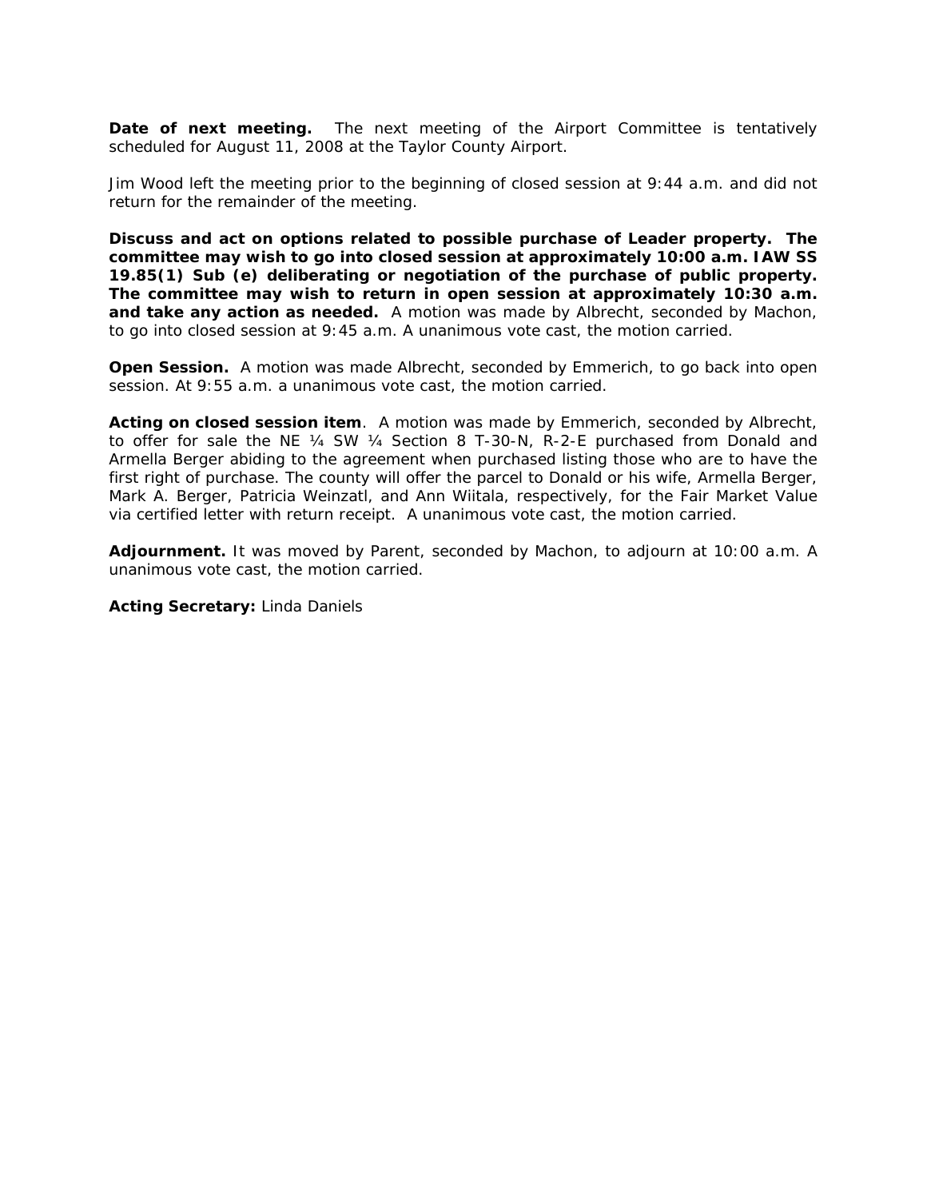**Date of next meeting.** The next meeting of the Airport Committee is tentatively scheduled for August 11, 2008 at the Taylor County Airport.

Jim Wood left the meeting prior to the beginning of closed session at 9:44 a.m. and did not return for the remainder of the meeting.

**Discuss and act on options related to possible purchase of Leader property. The committee may wish to go into closed session at approximately 10:00 a.m. IAW SS 19.85(1) Sub (e) deliberating or negotiation of the purchase of public property. The committee may wish to return in open session at approximately 10:30 a.m. and take any action as needed.** A motion was made by Albrecht, seconded by Machon, to go into closed session at 9:45 a.m. A unanimous vote cast, the motion carried.

**Open Session.** A motion was made Albrecht, seconded by Emmerich, to go back into open session. At 9:55 a.m. a unanimous vote cast, the motion carried.

**Acting on closed session item**. A motion was made by Emmerich, seconded by Albrecht, to offer for sale the NE ¼ SW ¼ Section 8 T-30-N, R-2-E purchased from Donald and Armella Berger abiding to the agreement when purchased listing those who are to have the first right of purchase. The county will offer the parcel to Donald or his wife, Armella Berger, Mark A. Berger, Patricia Weinzatl, and Ann Wiitala, respectively, for the Fair Market Value via certified letter with return receipt. A unanimous vote cast, the motion carried.

**Adjournment.** It was moved by Parent, seconded by Machon, to adjourn at 10:00 a.m. A unanimous vote cast, the motion carried.

**Acting Secretary:** Linda Daniels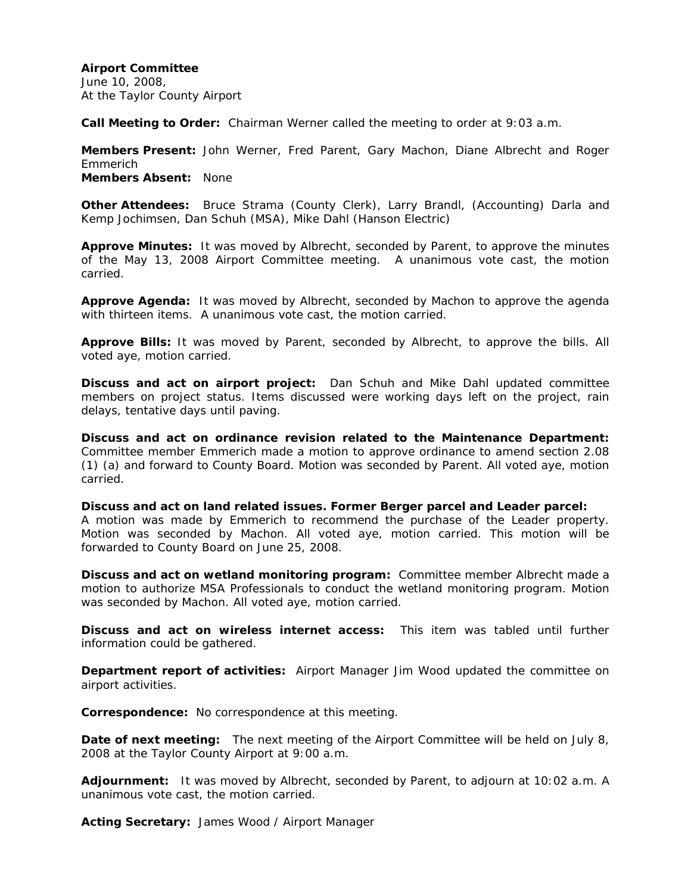**Airport Committee**
June 10, 2008,
At the Taylor County Airport

**Call Meeting to Order:** Chairman Werner called the meeting to order at 9:03 a.m.

**Members Present:** John Werner, Fred Parent, Gary Machon, Diane Albrecht and Roger Emmerich
**Members Absent:** None

**Other Attendees:** Bruce Strama (County Clerk), Larry Brandl, (Accounting) Darla and Kemp Jochimsen, Dan Schuh (MSA), Mike Dahl (Hanson Electric)

**Approve Minutes:** It was moved by Albrecht, seconded by Parent, to approve the minutes of the May 13, 2008 Airport Committee meeting. A unanimous vote cast, the motion carried.

**Approve Agenda:** It was moved by Albrecht, seconded by Machon to approve the agenda with thirteen items. A unanimous vote cast, the motion carried.

**Approve Bills:** It was moved by Parent, seconded by Albrecht, to approve the bills. All voted aye, motion carried.

**Discuss and act on airport project:** Dan Schuh and Mike Dahl updated committee members on project status. Items discussed were working days left on the project, rain delays, tentative days until paving.

**Discuss and act on ordinance revision related to the Maintenance Department:** Committee member Emmerich made a motion to approve ordinance to amend section 2.08 (1) (a) and forward to County Board. Motion was seconded by Parent. All voted aye, motion carried.

**Discuss and act on land related issues. Former Berger parcel and Leader parcel:** A motion was made by Emmerich to recommend the purchase of the Leader property. Motion was seconded by Machon. All voted aye, motion carried. This motion will be forwarded to County Board on June 25, 2008.

**Discuss and act on wetland monitoring program:** Committee member Albrecht made a motion to authorize MSA Professionals to conduct the wetland monitoring program. Motion was seconded by Machon. All voted aye, motion carried.

**Discuss and act on wireless internet access:** This item was tabled until further information could be gathered.

**Department report of activities:** Airport Manager Jim Wood updated the committee on airport activities.

**Correspondence:** No correspondence at this meeting.

**Date of next meeting:** The next meeting of the Airport Committee will be held on July 8, 2008 at the Taylor County Airport at 9:00 a.m.

**Adjournment:** It was moved by Albrecht, seconded by Parent, to adjourn at 10:02 a.m. A unanimous vote cast, the motion carried.

**Acting Secretary:** James Wood / Airport Manager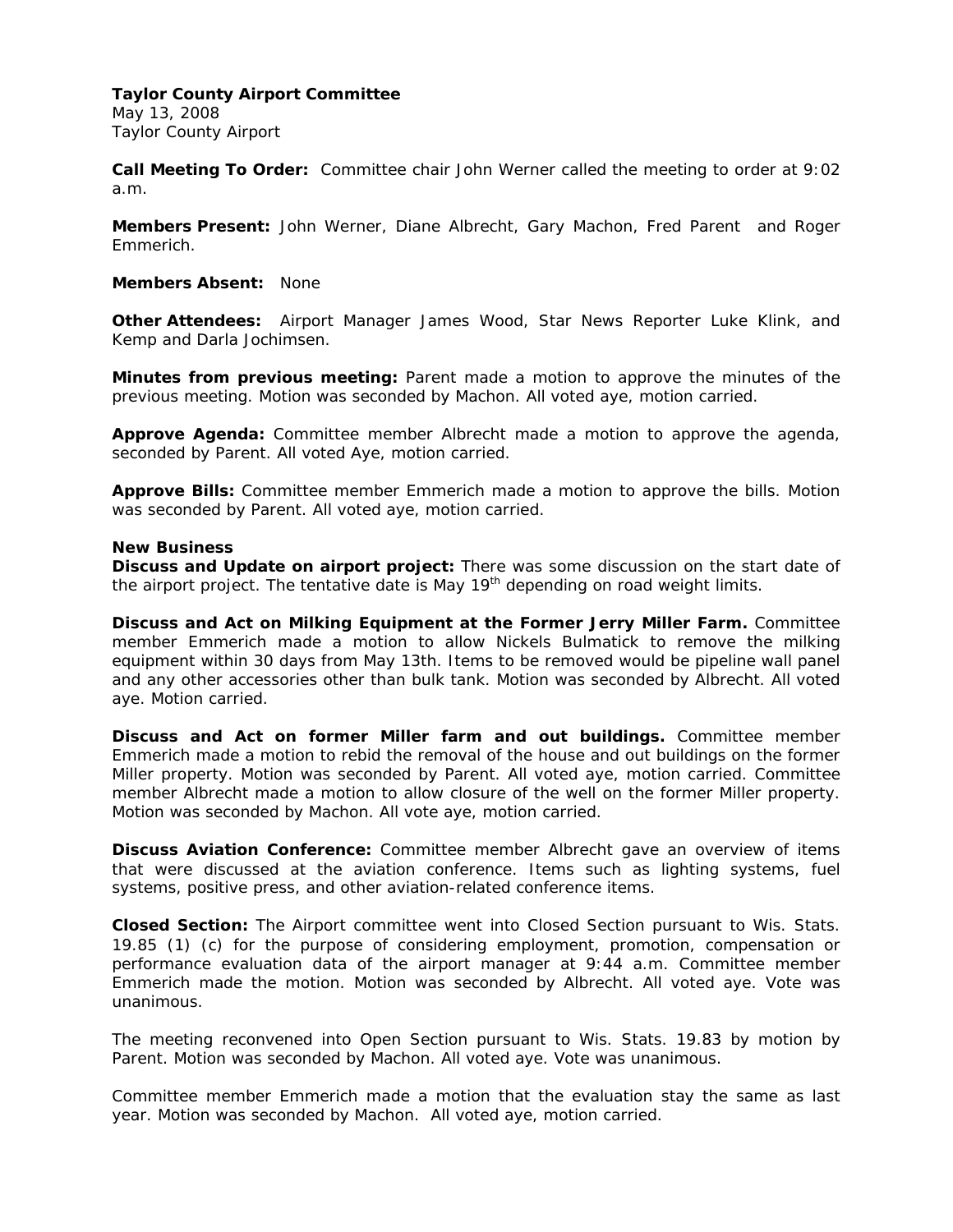**Taylor County Airport Committee**
May 13, 2008
Taylor County Airport

**Call Meeting To Order:** Committee chair John Werner called the meeting to order at 9:02 a.m.

**Members Present:** John Werner, Diane Albrecht, Gary Machon, Fred Parent and Roger Emmerich.

**Members Absent:** None

**Other Attendees:** Airport Manager James Wood, Star News Reporter Luke Klink, and Kemp and Darla Jochimsen.

**Minutes from previous meeting:** Parent made a motion to approve the minutes of the previous meeting. Motion was seconded by Machon. All voted aye, motion carried.

**Approve Agenda:** Committee member Albrecht made a motion to approve the agenda, seconded by Parent. All voted Aye, motion carried.

**Approve Bills:** Committee member Emmerich made a motion to approve the bills. Motion was seconded by Parent. All voted aye, motion carried.

**New Business**

**Discuss and Update on airport project:** There was some discussion on the start date of the airport project. The tentative date is May 19th depending on road weight limits.

**Discuss and Act on Milking Equipment at the Former Jerry Miller Farm.** Committee member Emmerich made a motion to allow Nickels Bulmatick to remove the milking equipment within 30 days from May 13th. Items to be removed would be pipeline wall panel and any other accessories other than bulk tank. Motion was seconded by Albrecht. All voted aye. Motion carried.

**Discuss and Act on former Miller farm and out buildings.** Committee member Emmerich made a motion to rebid the removal of the house and out buildings on the former Miller property. Motion was seconded by Parent. All voted aye, motion carried. Committee member Albrecht made a motion to allow closure of the well on the former Miller property. Motion was seconded by Machon. All vote aye, motion carried.

**Discuss Aviation Conference:** Committee member Albrecht gave an overview of items that were discussed at the aviation conference. Items such as lighting systems, fuel systems, positive press, and other aviation-related conference items.

**Closed Section:** The Airport committee went into Closed Section pursuant to Wis. Stats. 19.85 (1) (c) for the purpose of considering employment, promotion, compensation or performance evaluation data of the airport manager at 9:44 a.m. Committee member Emmerich made the motion. Motion was seconded by Albrecht. All voted aye. Vote was unanimous.

The meeting reconvened into Open Section pursuant to Wis. Stats. 19.83 by motion by Parent. Motion was seconded by Machon. All voted aye. Vote was unanimous.

Committee member Emmerich made a motion that the evaluation stay the same as last year. Motion was seconded by Machon. All voted aye, motion carried.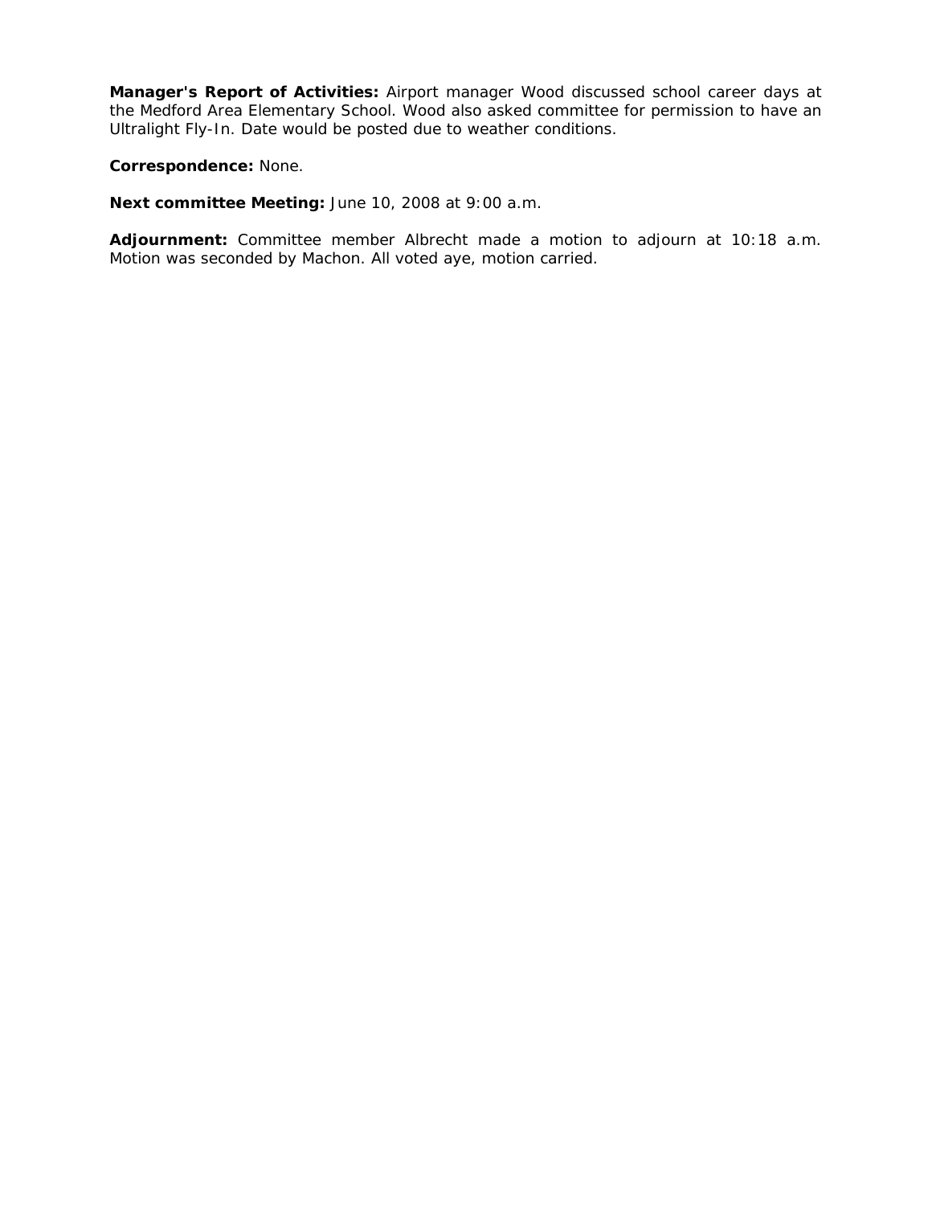**Manager's Report of Activities:** Airport manager Wood discussed school career days at the Medford Area Elementary School. Wood also asked committee for permission to have an Ultralight Fly-In. Date would be posted due to weather conditions.

**Correspondence:** None.

**Next committee Meeting:** June 10, 2008 at 9:00 a.m.

**Adjournment:** Committee member Albrecht made a motion to adjourn at 10:18 a.m. Motion was seconded by Machon. All voted aye, motion carried.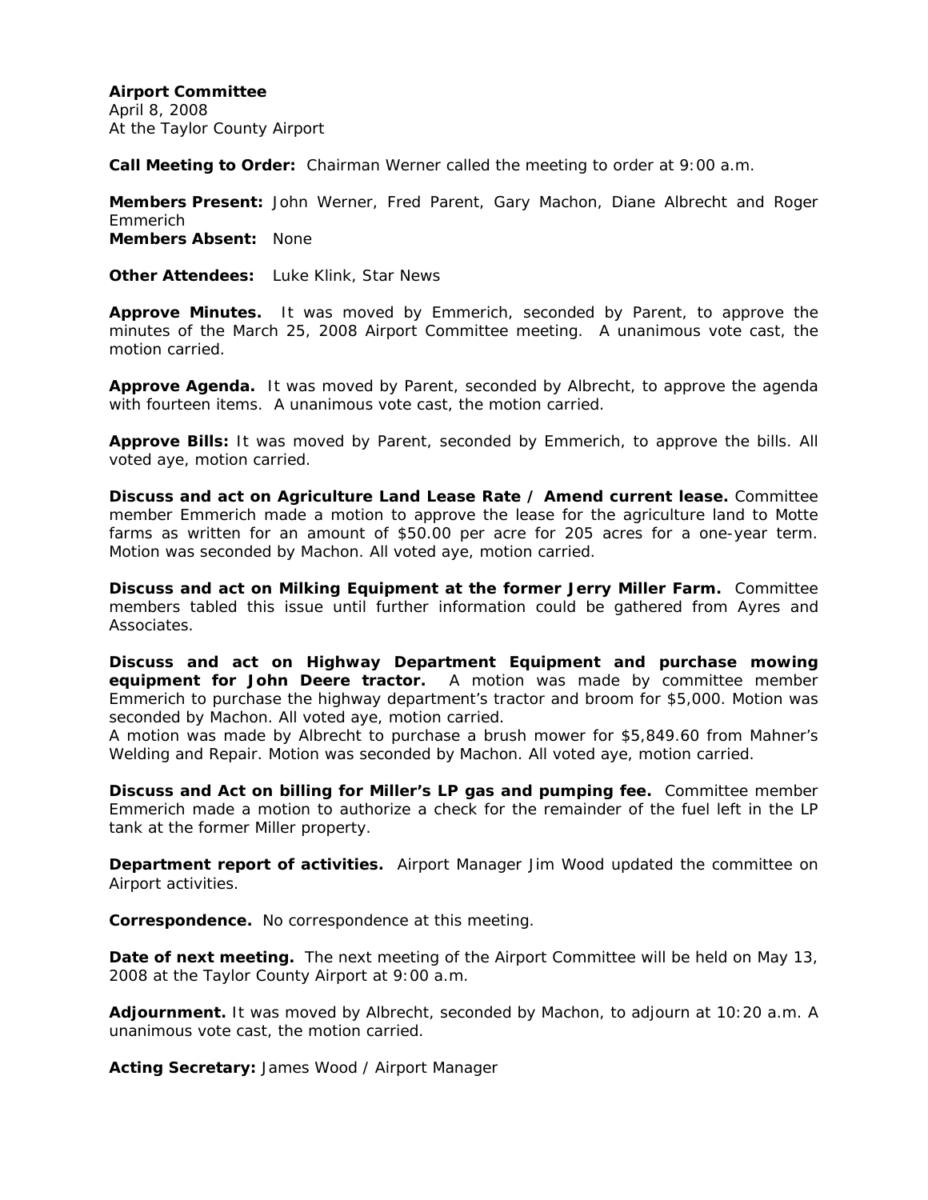**Airport Committee**
April 8, 2008
At the Taylor County Airport

**Call Meeting to Order:** Chairman Werner called the meeting to order at 9:00 a.m.

**Members Present:** John Werner, Fred Parent, Gary Machon, Diane Albrecht and Roger Emmerich
**Members Absent:** None

**Other Attendees:** Luke Klink, Star News

**Approve Minutes.** It was moved by Emmerich, seconded by Parent, to approve the minutes of the March 25, 2008 Airport Committee meeting. A unanimous vote cast, the motion carried.

**Approve Agenda.** It was moved by Parent, seconded by Albrecht, to approve the agenda with fourteen items. A unanimous vote cast, the motion carried.

**Approve Bills:** It was moved by Parent, seconded by Emmerich, to approve the bills. All voted aye, motion carried.

**Discuss and act on Agriculture Land Lease Rate / Amend current lease.** Committee member Emmerich made a motion to approve the lease for the agriculture land to Motte farms as written for an amount of $50.00 per acre for 205 acres for a one-year term. Motion was seconded by Machon. All voted aye, motion carried.

**Discuss and act on Milking Equipment at the former Jerry Miller Farm.** Committee members tabled this issue until further information could be gathered from Ayres and Associates.

**Discuss and act on Highway Department Equipment and purchase mowing equipment for John Deere tractor.** A motion was made by committee member Emmerich to purchase the highway department's tractor and broom for $5,000. Motion was seconded by Machon. All voted aye, motion carried.
A motion was made by Albrecht to purchase a brush mower for $5,849.60 from Mahner's Welding and Repair. Motion was seconded by Machon. All voted aye, motion carried.

**Discuss and Act on billing for Miller's LP gas and pumping fee.** Committee member Emmerich made a motion to authorize a check for the remainder of the fuel left in the LP tank at the former Miller property.

**Department report of activities.** Airport Manager Jim Wood updated the committee on Airport activities.

**Correspondence.** No correspondence at this meeting.

**Date of next meeting.** The next meeting of the Airport Committee will be held on May 13, 2008 at the Taylor County Airport at 9:00 a.m.

**Adjournment.** It was moved by Albrecht, seconded by Machon, to adjourn at 10:20 a.m. A unanimous vote cast, the motion carried.

**Acting Secretary:** James Wood / Airport Manager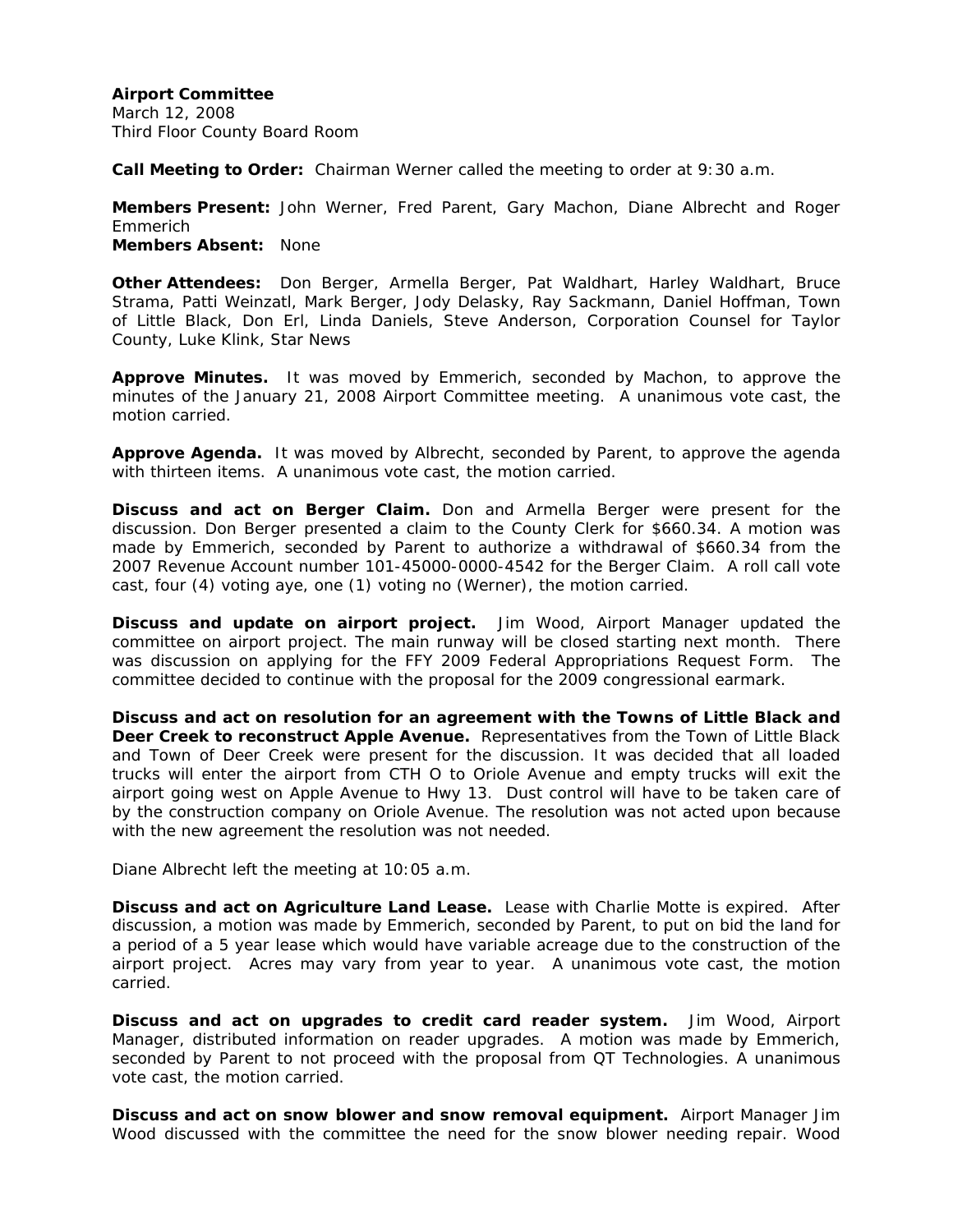**Airport Committee**
March 12, 2008
Third Floor County Board Room

**Call Meeting to Order:** Chairman Werner called the meeting to order at 9:30 a.m.

**Members Present:** John Werner, Fred Parent, Gary Machon, Diane Albrecht and Roger Emmerich
**Members Absent:** None

**Other Attendees:** Don Berger, Armella Berger, Pat Waldhart, Harley Waldhart, Bruce Strama, Patti Weinzatl, Mark Berger, Jody Delasky, Ray Sackmann, Daniel Hoffman, Town of Little Black, Don Erl, Linda Daniels, Steve Anderson, Corporation Counsel for Taylor County, Luke Klink, Star News

**Approve Minutes.** It was moved by Emmerich, seconded by Machon, to approve the minutes of the January 21, 2008 Airport Committee meeting. A unanimous vote cast, the motion carried.

**Approve Agenda.** It was moved by Albrecht, seconded by Parent, to approve the agenda with thirteen items. A unanimous vote cast, the motion carried.

**Discuss and act on Berger Claim.** Don and Armella Berger were present for the discussion. Don Berger presented a claim to the County Clerk for $660.34. A motion was made by Emmerich, seconded by Parent to authorize a withdrawal of $660.34 from the 2007 Revenue Account number 101-45000-0000-4542 for the Berger Claim. A roll call vote cast, four (4) voting aye, one (1) voting no (Werner), the motion carried.

**Discuss and update on airport project.** Jim Wood, Airport Manager updated the committee on airport project. The main runway will be closed starting next month. There was discussion on applying for the FFY 2009 Federal Appropriations Request Form. The committee decided to continue with the proposal for the 2009 congressional earmark.

**Discuss and act on resolution for an agreement with the Towns of Little Black and Deer Creek to reconstruct Apple Avenue.** Representatives from the Town of Little Black and Town of Deer Creek were present for the discussion. It was decided that all loaded trucks will enter the airport from CTH O to Oriole Avenue and empty trucks will exit the airport going west on Apple Avenue to Hwy 13. Dust control will have to be taken care of by the construction company on Oriole Avenue. The resolution was not acted upon because with the new agreement the resolution was not needed.

Diane Albrecht left the meeting at 10:05 a.m.

**Discuss and act on Agriculture Land Lease.** Lease with Charlie Motte is expired. After discussion, a motion was made by Emmerich, seconded by Parent, to put on bid the land for a period of a 5 year lease which would have variable acreage due to the construction of the airport project. Acres may vary from year to year. A unanimous vote cast, the motion carried.

**Discuss and act on upgrades to credit card reader system.** Jim Wood, Airport Manager, distributed information on reader upgrades. A motion was made by Emmerich, seconded by Parent to not proceed with the proposal from QT Technologies. A unanimous vote cast, the motion carried.

**Discuss and act on snow blower and snow removal equipment.** Airport Manager Jim Wood discussed with the committee the need for the snow blower needing repair. Wood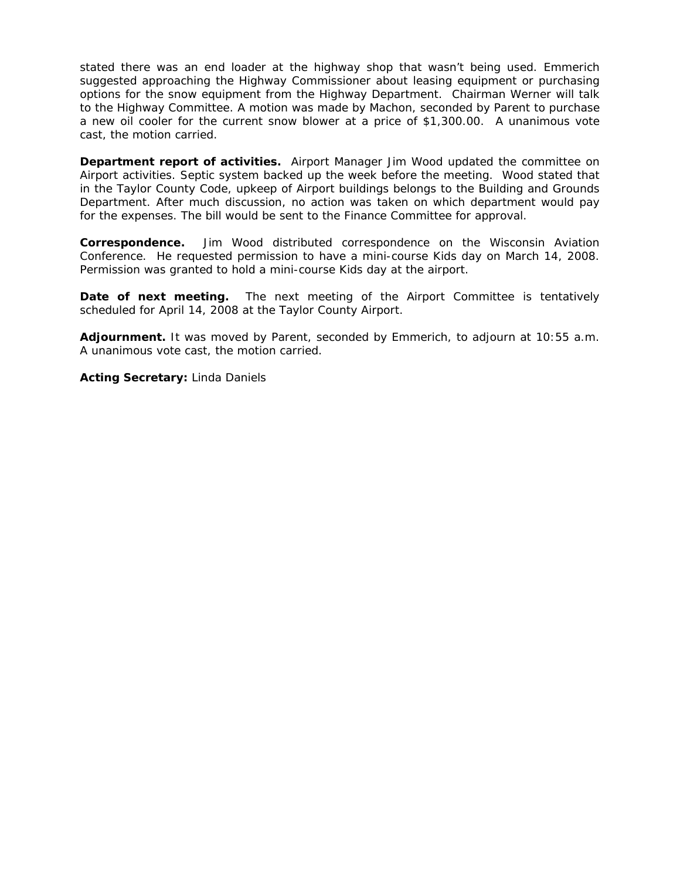stated there was an end loader at the highway shop that wasn't being used. Emmerich suggested approaching the Highway Commissioner about leasing equipment or purchasing options for the snow equipment from the Highway Department. Chairman Werner will talk to the Highway Committee. A motion was made by Machon, seconded by Parent to purchase a new oil cooler for the current snow blower at a price of $1,300.00. A unanimous vote cast, the motion carried.

**Department report of activities.** Airport Manager Jim Wood updated the committee on Airport activities. Septic system backed up the week before the meeting. Wood stated that in the Taylor County Code, upkeep of Airport buildings belongs to the Building and Grounds Department. After much discussion, no action was taken on which department would pay for the expenses. The bill would be sent to the Finance Committee for approval.

**Correspondence.** Jim Wood distributed correspondence on the Wisconsin Aviation Conference. He requested permission to have a mini-course Kids day on March 14, 2008. Permission was granted to hold a mini-course Kids day at the airport.

**Date of next meeting.** The next meeting of the Airport Committee is tentatively scheduled for April 14, 2008 at the Taylor County Airport.

**Adjournment.** It was moved by Parent, seconded by Emmerich, to adjourn at 10:55 a.m. A unanimous vote cast, the motion carried.

**Acting Secretary:** Linda Daniels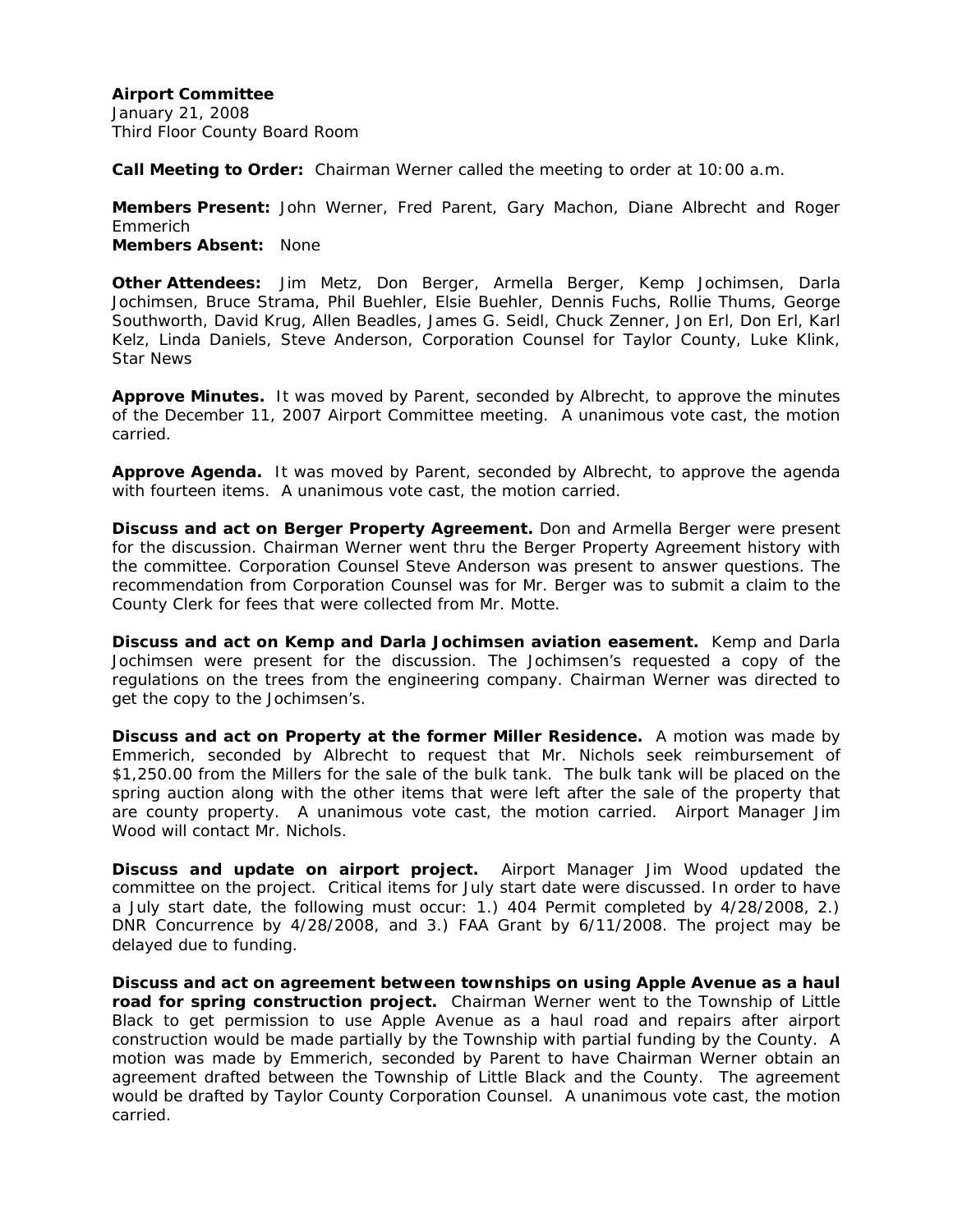**Airport Committee**
January 21, 2008
Third Floor County Board Room

**Call Meeting to Order:** Chairman Werner called the meeting to order at 10:00 a.m.

**Members Present:** John Werner, Fred Parent, Gary Machon, Diane Albrecht and Roger Emmerich
**Members Absent:** None

**Other Attendees:** Jim Metz, Don Berger, Armella Berger, Kemp Jochimsen, Darla Jochimsen, Bruce Strama, Phil Buehler, Elsie Buehler, Dennis Fuchs, Rollie Thums, George Southworth, David Krug, Allen Beadles, James G. Seidl, Chuck Zenner, Jon Erl, Don Erl, Karl Kelz, Linda Daniels, Steve Anderson, Corporation Counsel for Taylor County, Luke Klink, Star News

**Approve Minutes.** It was moved by Parent, seconded by Albrecht, to approve the minutes of the December 11, 2007 Airport Committee meeting. A unanimous vote cast, the motion carried.

**Approve Agenda.** It was moved by Parent, seconded by Albrecht, to approve the agenda with fourteen items. A unanimous vote cast, the motion carried.

**Discuss and act on Berger Property Agreement.** Don and Armella Berger were present for the discussion. Chairman Werner went thru the Berger Property Agreement history with the committee. Corporation Counsel Steve Anderson was present to answer questions. The recommendation from Corporation Counsel was for Mr. Berger was to submit a claim to the County Clerk for fees that were collected from Mr. Motte.

**Discuss and act on Kemp and Darla Jochimsen aviation easement.** Kemp and Darla Jochimsen were present for the discussion. The Jochimsen's requested a copy of the regulations on the trees from the engineering company. Chairman Werner was directed to get the copy to the Jochimsen's.

**Discuss and act on Property at the former Miller Residence.** A motion was made by Emmerich, seconded by Albrecht to request that Mr. Nichols seek reimbursement of $1,250.00 from the Millers for the sale of the bulk tank. The bulk tank will be placed on the spring auction along with the other items that were left after the sale of the property that are county property. A unanimous vote cast, the motion carried. Airport Manager Jim Wood will contact Mr. Nichols.

**Discuss and update on airport project.** Airport Manager Jim Wood updated the committee on the project. Critical items for July start date were discussed. In order to have a July start date, the following must occur: 1.) 404 Permit completed by 4/28/2008, 2.) DNR Concurrence by 4/28/2008, and 3.) FAA Grant by 6/11/2008. The project may be delayed due to funding.

**Discuss and act on agreement between townships on using Apple Avenue as a haul road for spring construction project.** Chairman Werner went to the Township of Little Black to get permission to use Apple Avenue as a haul road and repairs after airport construction would be made partially by the Township with partial funding by the County. A motion was made by Emmerich, seconded by Parent to have Chairman Werner obtain an agreement drafted between the Township of Little Black and the County. The agreement would be drafted by Taylor County Corporation Counsel. A unanimous vote cast, the motion carried.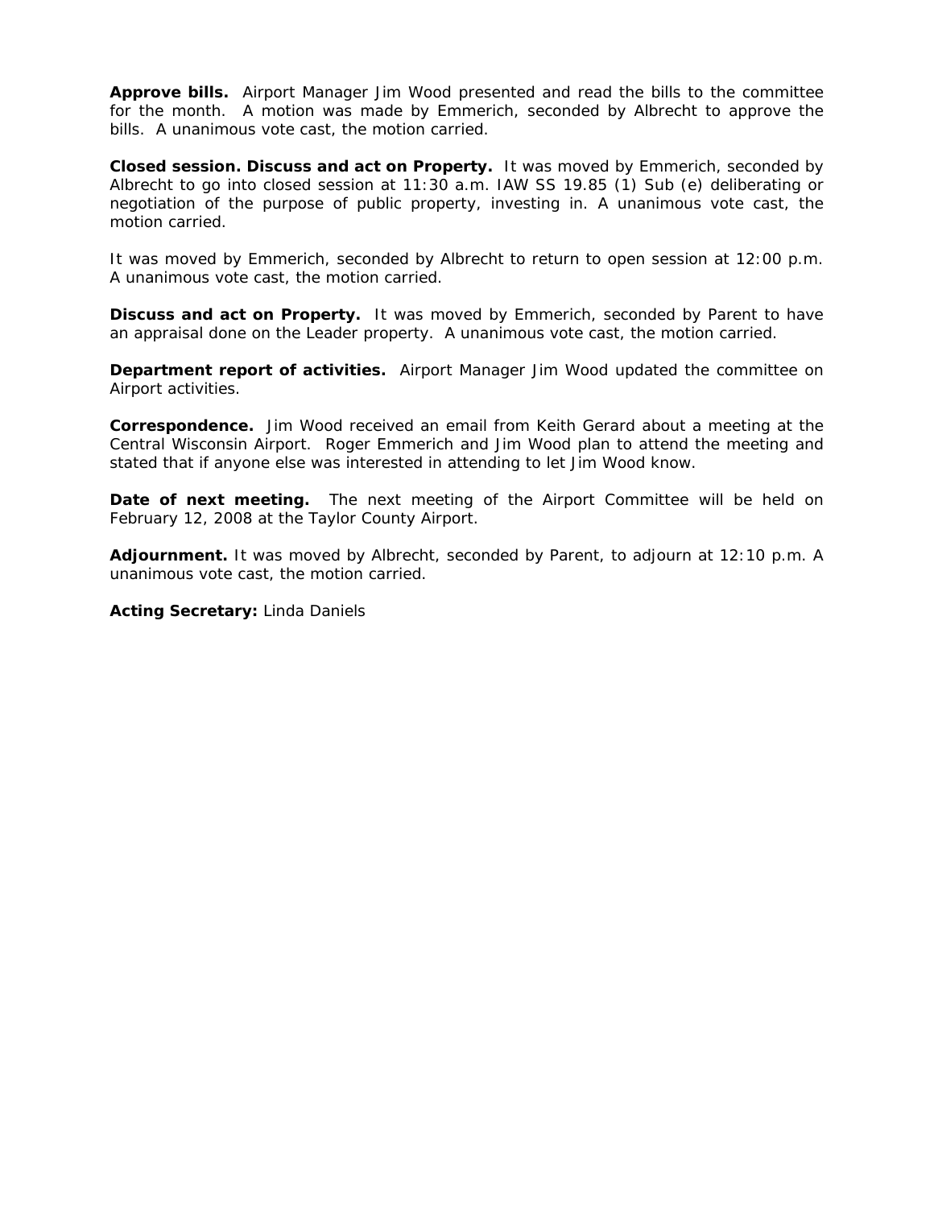**Approve bills.** Airport Manager Jim Wood presented and read the bills to the committee for the month. A motion was made by Emmerich, seconded by Albrecht to approve the bills. A unanimous vote cast, the motion carried.

**Closed session. Discuss and act on Property.** It was moved by Emmerich, seconded by Albrecht to go into closed session at 11:30 a.m. IAW SS 19.85 (1) Sub (e) deliberating or negotiation of the purpose of public property, investing in. A unanimous vote cast, the motion carried.

It was moved by Emmerich, seconded by Albrecht to return to open session at 12:00 p.m. A unanimous vote cast, the motion carried.

**Discuss and act on Property.** It was moved by Emmerich, seconded by Parent to have an appraisal done on the Leader property. A unanimous vote cast, the motion carried.

**Department report of activities.** Airport Manager Jim Wood updated the committee on Airport activities.

**Correspondence.** Jim Wood received an email from Keith Gerard about a meeting at the Central Wisconsin Airport. Roger Emmerich and Jim Wood plan to attend the meeting and stated that if anyone else was interested in attending to let Jim Wood know.

**Date of next meeting.** The next meeting of the Airport Committee will be held on February 12, 2008 at the Taylor County Airport.

**Adjournment.** It was moved by Albrecht, seconded by Parent, to adjourn at 12:10 p.m. A unanimous vote cast, the motion carried.

**Acting Secretary:** Linda Daniels